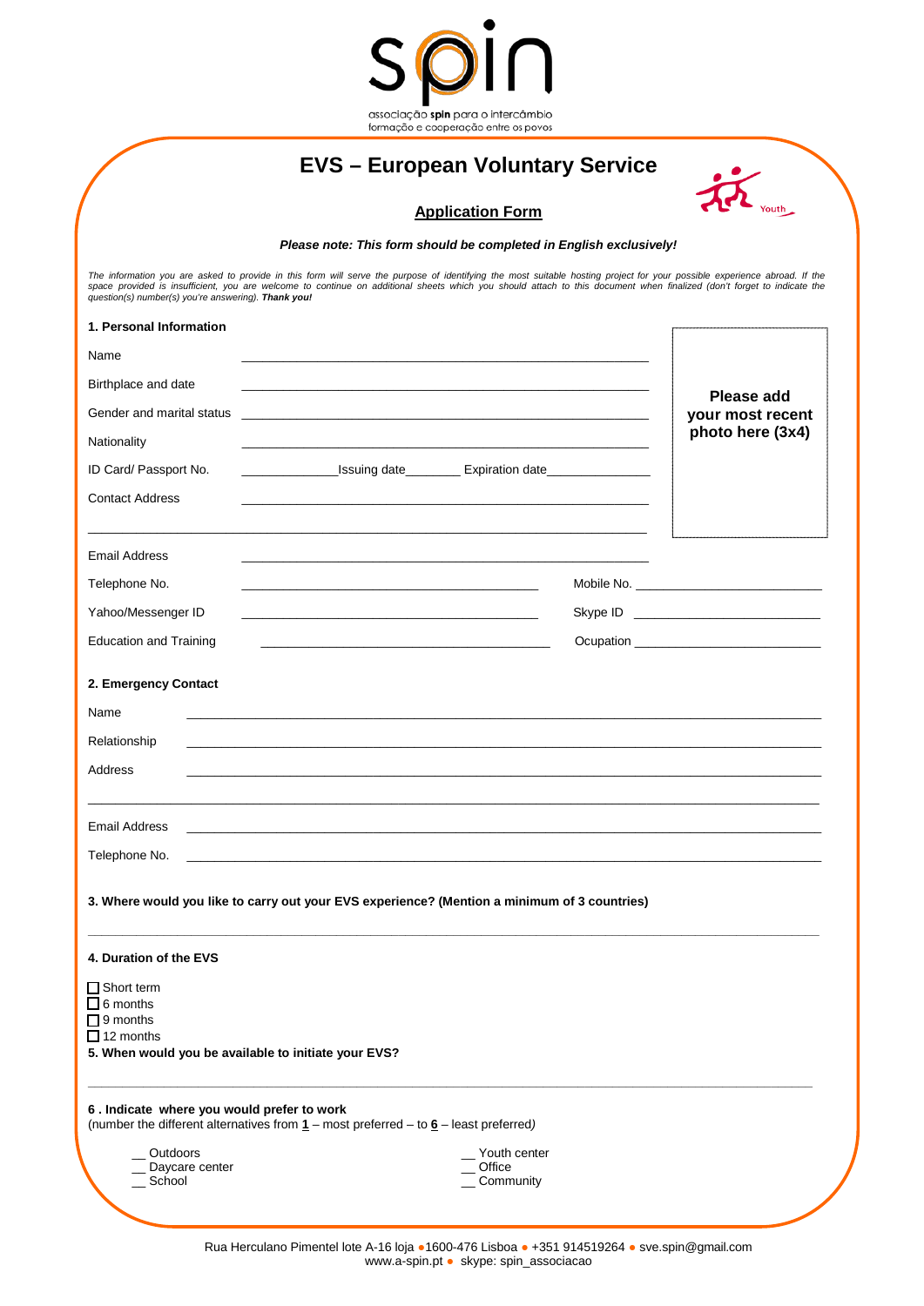spin

associação **spin** para o intercâmbio formação e cooperação entre os povos

# EVS – European Voluntary Service

## Application Form

Youth

***Please note: This form should be completed in English exclusively!***

*The information you are asked to provide in this form will serve the purpose of identifying the most suitable hosting project for your possible experience abroad. If the space provided is insufficient, you are welcome to continue on additional sheets which you should attach to this document when finalized (don't forget to indicate the question(s) number(s) you're answering).* ***Thank you!***

**1. Personal Information**

**Please add your most recent photo here (3x4)**

Name ______________________________

Birthplace and date ______________________________

Gender and marital status ______________________________

Nationality ______________________________

ID Card/ Passport No. ____________Issuing date________ Expiration date______________

Contact Address ______________________________

______________________________

Email Address ______________________________

Telephone No. ______________________________ Mobile No. ______________________

Yahoo/Messenger ID ______________________________ Skype ID ______________________

Education and Training ______________________________ Ocupation ______________________

**2. Emergency Contact**

Name ______________________________

Relationship ______________________________

Address ______________________________

______________________________

Email Address ______________________________

Telephone No. ______________________________

**3. Where would you like to carry out your EVS experience? (Mention a minimum of 3 countries)**

______________________________

**4. Duration of the EVS**

- ☐ Short term
- ☐ 6 months
- ☐ 9 months
- ☐ 12 months

**5. When would you be available to initiate your EVS?**

______________________________

**6 . Indicate where you would prefer to work**
(number the different alternatives from **1** – most preferred – to **6** – least preferred*)*

__ Outdoors
__ Daycare center
__ School
__ Youth center
__ Office
__ Community

Rua Herculano Pimentel lote A-16 loja • 1600-476 Lisboa • +351 914519264 • sve.spin@gmail.com
www.a-spin.pt • skype: spin_associacao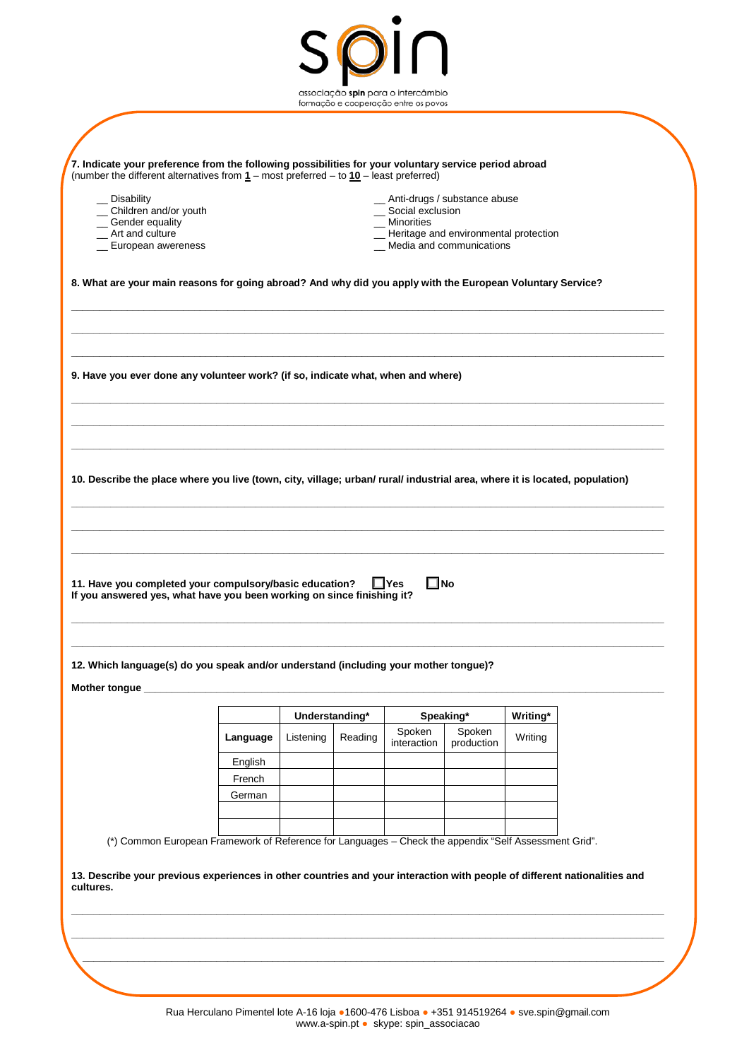**7. Indicate your preference from the following possibilities for your voluntary service period abroad**
(number the different alternatives from **1** – most preferred – to **10** – least preferred)

__ Disability
__ Children and/or youth
__ Gender equality
__ Art and culture
__ European awereness
__ Anti-drugs / substance abuse
__ Social exclusion
__ Minorities
__ Heritage and environmental protection
__ Media and communications

**8. What are your main reasons for going abroad? And why did you apply with the European Voluntary Service?**

______________________________________________________________________

______________________________________________________________________

______________________________________________________________________

**9. Have you ever done any volunteer work? (if so, indicate what, when and where)**

______________________________________________________________________

______________________________________________________________________

______________________________________________________________________

**10. Describe the place where you live (town, city, village; urban/ rural/ industrial area, where it is located, population)**

______________________________________________________________________

______________________________________________________________________

______________________________________________________________________

**11. Have you completed your compulsory/basic education?** ☐ **Yes** ☐ **No**
**If you answered yes, what have you been working on since finishing it?**

______________________________________________________________________

______________________________________________________________________

**12. Which language(s) do you speak and/or understand (including your mother tongue)?**

**Mother tongue** ______________________________________________________________________

| | **Understanding*** | | **Speaking*** | | **Writing*** |
|---|---|---|---|---|---|
| **Language** | Listening | Reading | Spoken interaction | Spoken production | Writing |
| English | | | | | |
| French | | | | | |
| German | | | | | |
| | | | | | |
| | | | | | |

(*) Common European Framework of Reference for Languages – Check the appendix "Self Assessment Grid".

**13. Describe your previous experiences in other countries and your interaction with people of different nationalities and cultures.**

______________________________________________________________________

______________________________________________________________________

______________________________________________________________________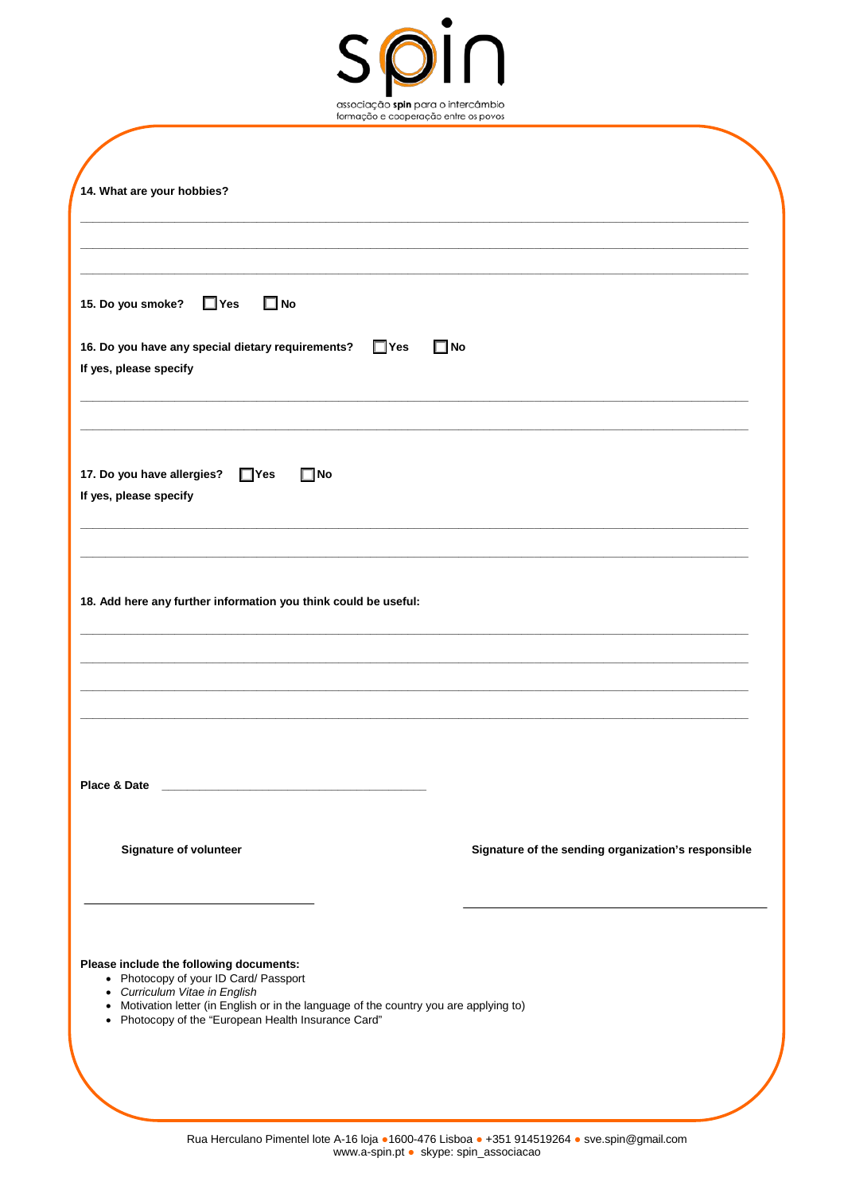**14. What are your hobbies?**

\_\_\_\_\_\_\_\_\_\_\_\_\_\_\_\_\_\_\_\_\_\_\_\_\_\_\_\_\_\_\_\_\_\_\_\_\_\_\_\_\_\_\_\_\_\_\_\_\_\_\_\_\_\_\_\_\_\_\_\_\_\_\_\_\_\_\_\_\_\_\_\_\_\_\_\_\_\_

\_\_\_\_\_\_\_\_\_\_\_\_\_\_\_\_\_\_\_\_\_\_\_\_\_\_\_\_\_\_\_\_\_\_\_\_\_\_\_\_\_\_\_\_\_\_\_\_\_\_\_\_\_\_\_\_\_\_\_\_\_\_\_\_\_\_\_\_\_\_\_\_\_\_\_\_\_\_

\_\_\_\_\_\_\_\_\_\_\_\_\_\_\_\_\_\_\_\_\_\_\_\_\_\_\_\_\_\_\_\_\_\_\_\_\_\_\_\_\_\_\_\_\_\_\_\_\_\_\_\_\_\_\_\_\_\_\_\_\_\_\_\_\_\_\_\_\_\_\_\_\_\_\_\_\_\_

**15. Do you smoke?** ☐ **Yes** ☐ **No**

**16. Do you have any special dietary requirements?** ☐ **Yes** ☐ **No**

**If yes, please specify**

\_\_\_\_\_\_\_\_\_\_\_\_\_\_\_\_\_\_\_\_\_\_\_\_\_\_\_\_\_\_\_\_\_\_\_\_\_\_\_\_\_\_\_\_\_\_\_\_\_\_\_\_\_\_\_\_\_\_\_\_\_\_\_\_\_\_\_\_\_\_\_\_\_\_\_\_\_\_

\_\_\_\_\_\_\_\_\_\_\_\_\_\_\_\_\_\_\_\_\_\_\_\_\_\_\_\_\_\_\_\_\_\_\_\_\_\_\_\_\_\_\_\_\_\_\_\_\_\_\_\_\_\_\_\_\_\_\_\_\_\_\_\_\_\_\_\_\_\_\_\_\_\_\_\_\_\_

**17. Do you have allergies?** ☐ **Yes** ☐ **No**

**If yes, please specify**

\_\_\_\_\_\_\_\_\_\_\_\_\_\_\_\_\_\_\_\_\_\_\_\_\_\_\_\_\_\_\_\_\_\_\_\_\_\_\_\_\_\_\_\_\_\_\_\_\_\_\_\_\_\_\_\_\_\_\_\_\_\_\_\_\_\_\_\_\_\_\_\_\_\_\_\_\_\_

\_\_\_\_\_\_\_\_\_\_\_\_\_\_\_\_\_\_\_\_\_\_\_\_\_\_\_\_\_\_\_\_\_\_\_\_\_\_\_\_\_\_\_\_\_\_\_\_\_\_\_\_\_\_\_\_\_\_\_\_\_\_\_\_\_\_\_\_\_\_\_\_\_\_\_\_\_\_

**18. Add here any further information you think could be useful:**

\_\_\_\_\_\_\_\_\_\_\_\_\_\_\_\_\_\_\_\_\_\_\_\_\_\_\_\_\_\_\_\_\_\_\_\_\_\_\_\_\_\_\_\_\_\_\_\_\_\_\_\_\_\_\_\_\_\_\_\_\_\_\_\_\_\_\_\_\_\_\_\_\_\_\_\_\_\_

\_\_\_\_\_\_\_\_\_\_\_\_\_\_\_\_\_\_\_\_\_\_\_\_\_\_\_\_\_\_\_\_\_\_\_\_\_\_\_\_\_\_\_\_\_\_\_\_\_\_\_\_\_\_\_\_\_\_\_\_\_\_\_\_\_\_\_\_\_\_\_\_\_\_\_\_\_\_

\_\_\_\_\_\_\_\_\_\_\_\_\_\_\_\_\_\_\_\_\_\_\_\_\_\_\_\_\_\_\_\_\_\_\_\_\_\_\_\_\_\_\_\_\_\_\_\_\_\_\_\_\_\_\_\_\_\_\_\_\_\_\_\_\_\_\_\_\_\_\_\_\_\_\_\_\_\_

\_\_\_\_\_\_\_\_\_\_\_\_\_\_\_\_\_\_\_\_\_\_\_\_\_\_\_\_\_\_\_\_\_\_\_\_\_\_\_\_\_\_\_\_\_\_\_\_\_\_\_\_\_\_\_\_\_\_\_\_\_\_\_\_\_\_\_\_\_\_\_\_\_\_\_\_\_\_

**Place & Date** \_\_\_\_\_\_\_\_\_\_\_\_\_\_\_\_\_\_\_\_\_\_\_\_\_\_\_\_\_\_\_\_\_\_\_\_\_\_\_\_

**Signature of volunteer**

\_\_\_\_\_\_\_\_\_\_\_\_\_\_\_\_\_\_\_\_\_\_\_\_\_\_\_\_\_\_\_\_\_\_\_

**Signature of the sending organization's responsible**

\_\_\_\_\_\_\_\_\_\_\_\_\_\_\_\_\_\_\_\_\_\_\_\_\_\_\_\_\_\_\_\_\_\_\_\_\_\_\_\_\_\_\_\_\_

**Please include the following documents:**

- Photocopy of your ID Card/ Passport
- *Curriculum Vitae in English*
- Motivation letter (in English or in the language of the country you are applying to)
- Photocopy of the "European Health Insurance Card"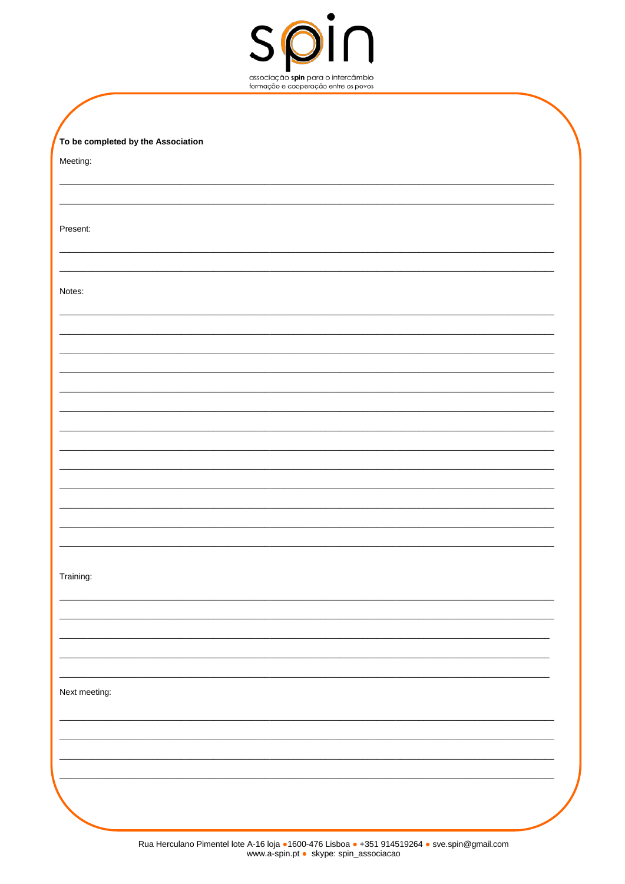**To be completed by the Association**

Meeting:

___

___

Present:

___

___

Notes:

___

___

___

___

___

___

___

___

___

___

___

___

Training:

___

___

___

___

___

Next meeting:

___

___

___

___